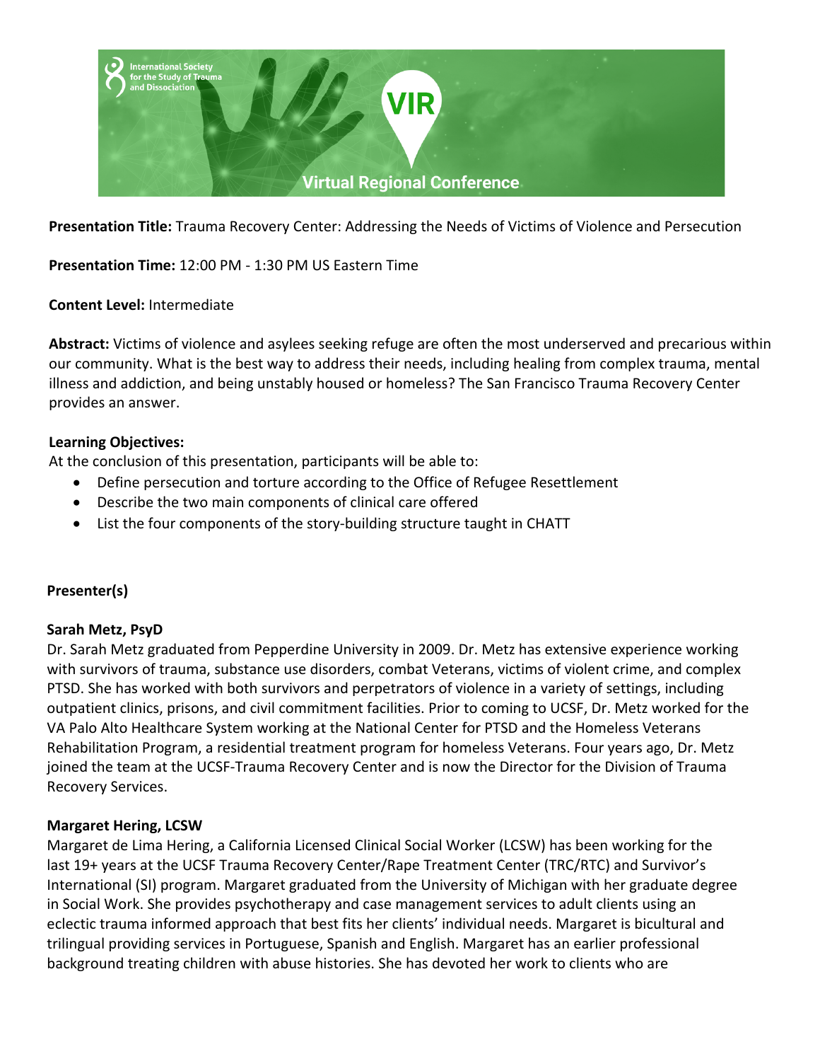**Presentation Title:** Trauma Recovery Center: Addressing the Needs of Victims of Violence and Persecution

**Presentation Time:** 12:00 PM - 1:30 PM US Eastern Time

**Content Level:** Intermediate

**Abstract:** Victims of violence and asylees seeking refuge are often the most underserved and precarious within our community. What is the best way to address their needs, including healing from complex trauma, mental illness and addiction, and being unstably housed or homeless? The San Francisco Trauma Recovery Center provides an answer.

**Learning Objectives:**

At the conclusion of this presentation, participants will be able to:

- Define persecution and torture according to the Office of Refugee Resettlement
- Describe the two main components of clinical care offered
- List the four components of the story-building structure taught in CHATT

## Presenter(s)

### Sarah Metz, PsyD

Dr. Sarah Metz graduated from Pepperdine University in 2009. Dr. Metz has extensive experience working with survivors of trauma, substance use disorders, combat Veterans, victims of violent crime, and complex PTSD. She has worked with both survivors and perpetrators of violence in a variety of settings, including outpatient clinics, prisons, and civil commitment facilities. Prior to coming to UCSF, Dr. Metz worked for the VA Palo Alto Healthcare System working at the National Center for PTSD and the Homeless Veterans Rehabilitation Program, a residential treatment program for homeless Veterans. Four years ago, Dr. Metz joined the team at the UCSF-Trauma Recovery Center and is now the Director for the Division of Trauma Recovery Services.

### Margaret Hering, LCSW

Margaret de Lima Hering, a California Licensed Clinical Social Worker (LCSW) has been working for the last 19+ years at the UCSF Trauma Recovery Center/Rape Treatment Center (TRC/RTC) and Survivor's International (SI) program. Margaret graduated from the University of Michigan with her graduate degree in Social Work. She provides psychotherapy and case management services to adult clients using an eclectic trauma informed approach that best fits her clients' individual needs. Margaret is bicultural and trilingual providing services in Portuguese, Spanish and English. Margaret has an earlier professional background treating children with abuse histories. She has devoted her work to clients who are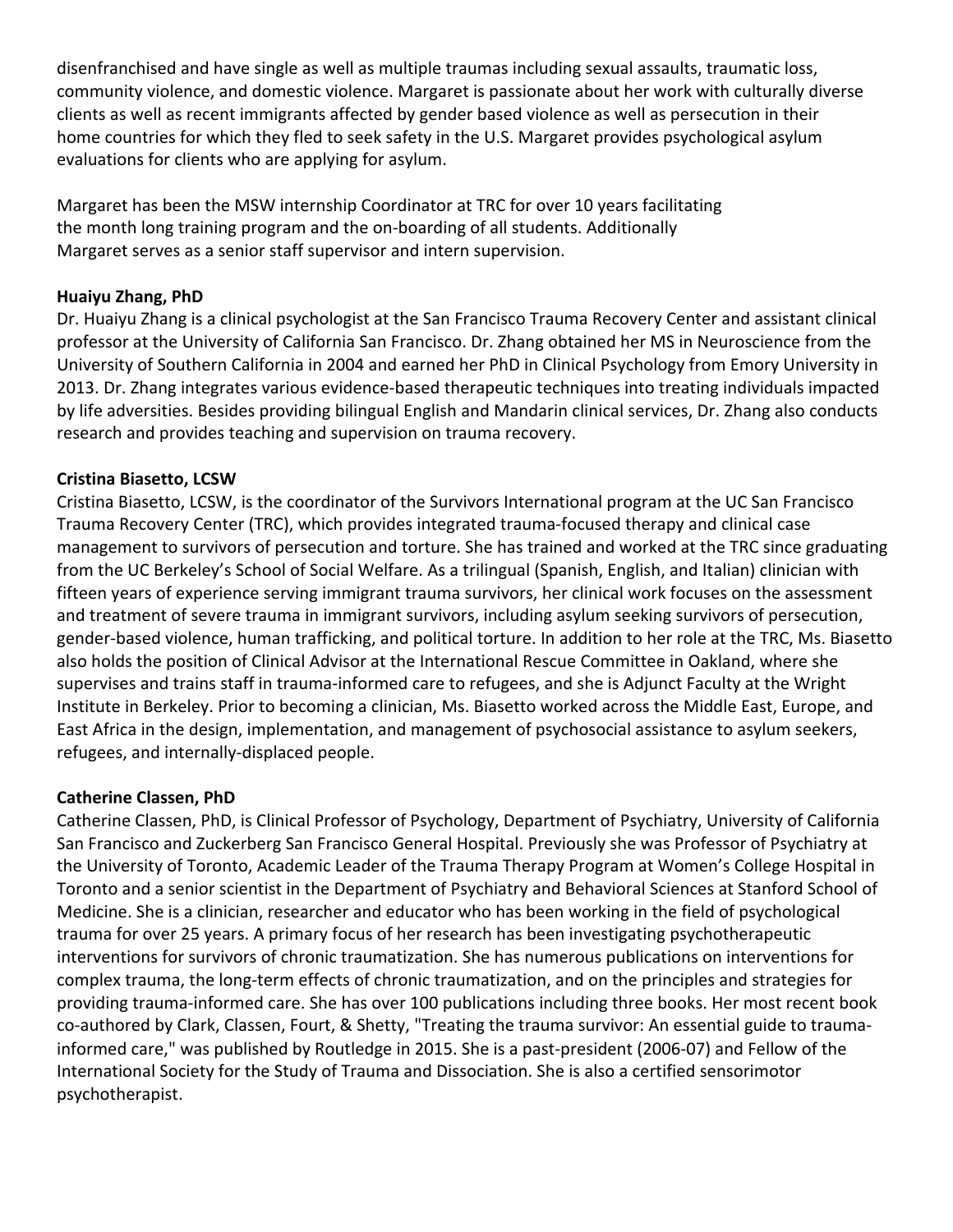disenfranchised and have single as well as multiple traumas including sexual assaults, traumatic loss, community violence, and domestic violence. Margaret is passionate about her work with culturally diverse clients as well as recent immigrants affected by gender based violence as well as persecution in their home countries for which they fled to seek safety in the U.S. Margaret provides psychological asylum evaluations for clients who are applying for asylum.

Margaret has been the MSW internship Coordinator at TRC for over 10 years facilitating the month long training program and the on-boarding of all students. Additionally Margaret serves as a senior staff supervisor and intern supervision.

**Huaiyu Zhang, PhD**

Dr. Huaiyu Zhang is a clinical psychologist at the San Francisco Trauma Recovery Center and assistant clinical professor at the University of California San Francisco. Dr. Zhang obtained her MS in Neuroscience from the University of Southern California in 2004 and earned her PhD in Clinical Psychology from Emory University in 2013. Dr. Zhang integrates various evidence-based therapeutic techniques into treating individuals impacted by life adversities. Besides providing bilingual English and Mandarin clinical services, Dr. Zhang also conducts research and provides teaching and supervision on trauma recovery.

**Cristina Biasetto, LCSW**

Cristina Biasetto, LCSW, is the coordinator of the Survivors International program at the UC San Francisco Trauma Recovery Center (TRC), which provides integrated trauma-focused therapy and clinical case management to survivors of persecution and torture. She has trained and worked at the TRC since graduating from the UC Berkeley's School of Social Welfare. As a trilingual (Spanish, English, and Italian) clinician with fifteen years of experience serving immigrant trauma survivors, her clinical work focuses on the assessment and treatment of severe trauma in immigrant survivors, including asylum seeking survivors of persecution, gender-based violence, human trafficking, and political torture. In addition to her role at the TRC, Ms. Biasetto also holds the position of Clinical Advisor at the International Rescue Committee in Oakland, where she supervises and trains staff in trauma-informed care to refugees, and she is Adjunct Faculty at the Wright Institute in Berkeley. Prior to becoming a clinician, Ms. Biasetto worked across the Middle East, Europe, and East Africa in the design, implementation, and management of psychosocial assistance to asylum seekers, refugees, and internally-displaced people.

**Catherine Classen, PhD**

Catherine Classen, PhD, is Clinical Professor of Psychology, Department of Psychiatry, University of California San Francisco and Zuckerberg San Francisco General Hospital. Previously she was Professor of Psychiatry at the University of Toronto, Academic Leader of the Trauma Therapy Program at Women's College Hospital in Toronto and a senior scientist in the Department of Psychiatry and Behavioral Sciences at Stanford School of Medicine. She is a clinician, researcher and educator who has been working in the field of psychological trauma for over 25 years. A primary focus of her research has been investigating psychotherapeutic interventions for survivors of chronic traumatization. She has numerous publications on interventions for complex trauma, the long-term effects of chronic traumatization, and on the principles and strategies for providing trauma-informed care. She has over 100 publications including three books. Her most recent book co-authored by Clark, Classen, Fourt, & Shetty, "Treating the trauma survivor: An essential guide to trauma-informed care," was published by Routledge in 2015. She is a past-president (2006-07) and Fellow of the International Society for the Study of Trauma and Dissociation. She is also a certified sensorimotor psychotherapist.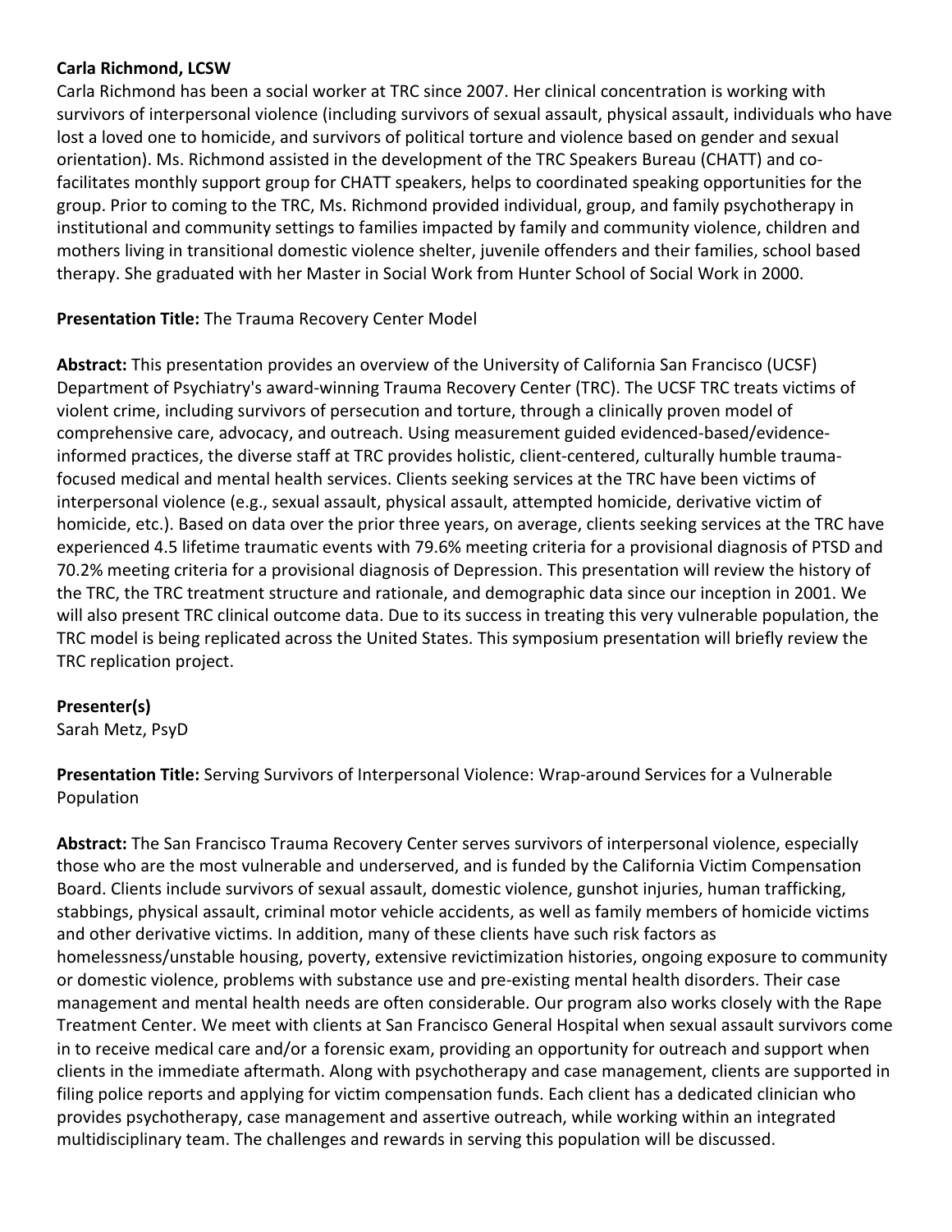**Carla Richmond, LCSW**
Carla Richmond has been a social worker at TRC since 2007. Her clinical concentration is working with survivors of interpersonal violence (including survivors of sexual assault, physical assault, individuals who have lost a loved one to homicide, and survivors of political torture and violence based on gender and sexual orientation). Ms. Richmond assisted in the development of the TRC Speakers Bureau (CHATT) and co-facilitates monthly support group for CHATT speakers, helps to coordinated speaking opportunities for the group. Prior to coming to the TRC, Ms. Richmond provided individual, group, and family psychotherapy in institutional and community settings to families impacted by family and community violence, children and mothers living in transitional domestic violence shelter, juvenile offenders and their families, school based therapy. She graduated with her Master in Social Work from Hunter School of Social Work in 2000.

**Presentation Title:** The Trauma Recovery Center Model

**Abstract:** This presentation provides an overview of the University of California San Francisco (UCSF) Department of Psychiatry's award-winning Trauma Recovery Center (TRC). The UCSF TRC treats victims of violent crime, including survivors of persecution and torture, through a clinically proven model of comprehensive care, advocacy, and outreach. Using measurement guided evidenced-based/evidence-informed practices, the diverse staff at TRC provides holistic, client-centered, culturally humble trauma-focused medical and mental health services. Clients seeking services at the TRC have been victims of interpersonal violence (e.g., sexual assault, physical assault, attempted homicide, derivative victim of homicide, etc.). Based on data over the prior three years, on average, clients seeking services at the TRC have experienced 4.5 lifetime traumatic events with 79.6% meeting criteria for a provisional diagnosis of PTSD and 70.2% meeting criteria for a provisional diagnosis of Depression. This presentation will review the history of the TRC, the TRC treatment structure and rationale, and demographic data since our inception in 2001. We will also present TRC clinical outcome data. Due to its success in treating this very vulnerable population, the TRC model is being replicated across the United States. This symposium presentation will briefly review the TRC replication project.

**Presenter(s)**
Sarah Metz, PsyD

**Presentation Title:** Serving Survivors of Interpersonal Violence: Wrap-around Services for a Vulnerable Population

**Abstract:** The San Francisco Trauma Recovery Center serves survivors of interpersonal violence, especially those who are the most vulnerable and underserved, and is funded by the California Victim Compensation Board. Clients include survivors of sexual assault, domestic violence, gunshot injuries, human trafficking, stabbings, physical assault, criminal motor vehicle accidents, as well as family members of homicide victims and other derivative victims. In addition, many of these clients have such risk factors as homelessness/unstable housing, poverty, extensive revictimization histories, ongoing exposure to community or domestic violence, problems with substance use and pre-existing mental health disorders. Their case management and mental health needs are often considerable. Our program also works closely with the Rape Treatment Center. We meet with clients at San Francisco General Hospital when sexual assault survivors come in to receive medical care and/or a forensic exam, providing an opportunity for outreach and support when clients in the immediate aftermath. Along with psychotherapy and case management, clients are supported in filing police reports and applying for victim compensation funds. Each client has a dedicated clinician who provides psychotherapy, case management and assertive outreach, while working within an integrated multidisciplinary team. The challenges and rewards in serving this population will be discussed.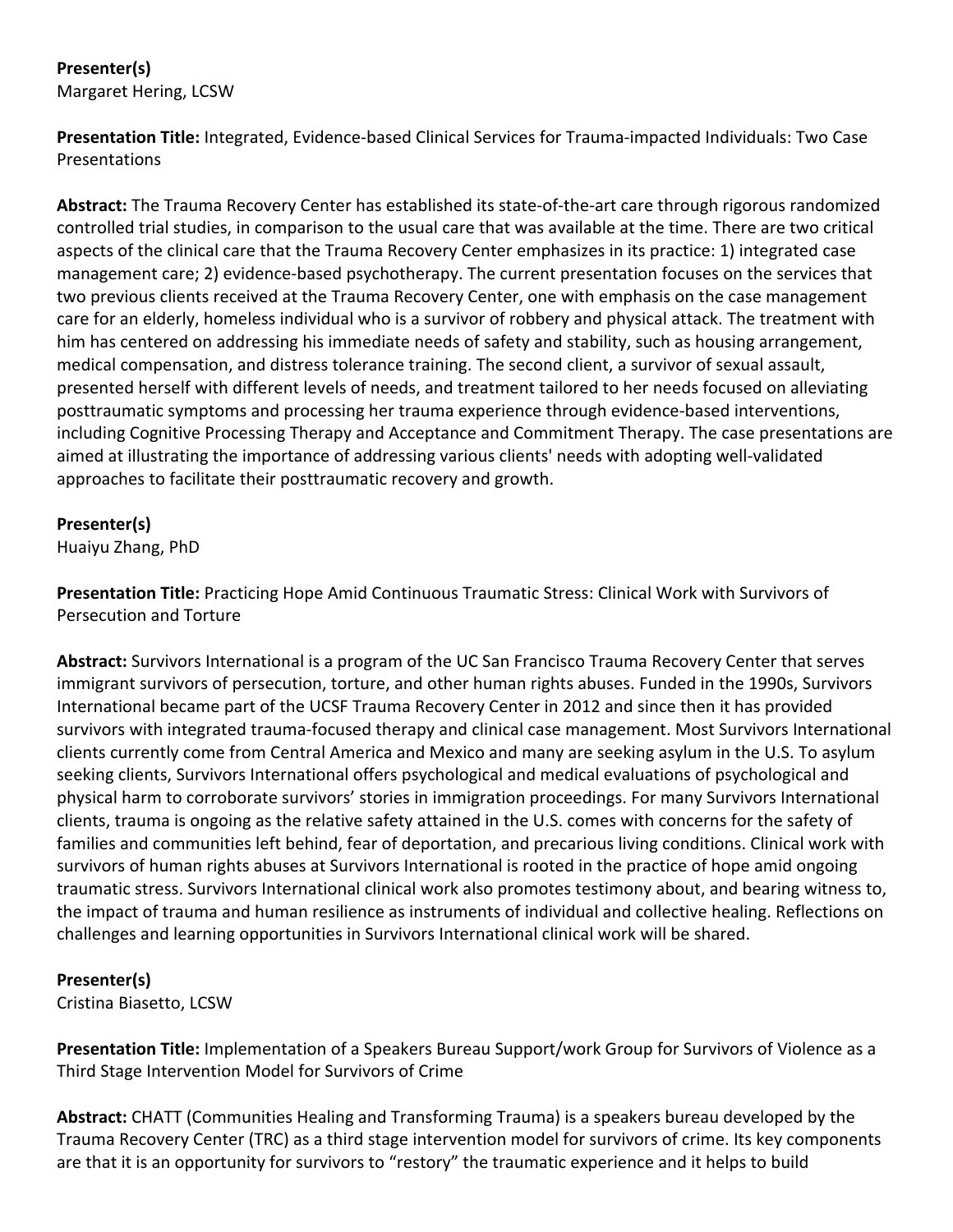**Presenter(s)**
Margaret Hering, LCSW

**Presentation Title:** Integrated, Evidence-based Clinical Services for Trauma-impacted Individuals: Two Case Presentations

**Abstract:** The Trauma Recovery Center has established its state-of-the-art care through rigorous randomized controlled trial studies, in comparison to the usual care that was available at the time. There are two critical aspects of the clinical care that the Trauma Recovery Center emphasizes in its practice: 1) integrated case management care; 2) evidence-based psychotherapy. The current presentation focuses on the services that two previous clients received at the Trauma Recovery Center, one with emphasis on the case management care for an elderly, homeless individual who is a survivor of robbery and physical attack. The treatment with him has centered on addressing his immediate needs of safety and stability, such as housing arrangement, medical compensation, and distress tolerance training. The second client, a survivor of sexual assault, presented herself with different levels of needs, and treatment tailored to her needs focused on alleviating posttraumatic symptoms and processing her trauma experience through evidence-based interventions, including Cognitive Processing Therapy and Acceptance and Commitment Therapy. The case presentations are aimed at illustrating the importance of addressing various clients' needs with adopting well-validated approaches to facilitate their posttraumatic recovery and growth.

**Presenter(s)**
Huaiyu Zhang, PhD

**Presentation Title:** Practicing Hope Amid Continuous Traumatic Stress: Clinical Work with Survivors of Persecution and Torture

**Abstract:** Survivors International is a program of the UC San Francisco Trauma Recovery Center that serves immigrant survivors of persecution, torture, and other human rights abuses. Funded in the 1990s, Survivors International became part of the UCSF Trauma Recovery Center in 2012 and since then it has provided survivors with integrated trauma-focused therapy and clinical case management. Most Survivors International clients currently come from Central America and Mexico and many are seeking asylum in the U.S. To asylum seeking clients, Survivors International offers psychological and medical evaluations of psychological and physical harm to corroborate survivors' stories in immigration proceedings. For many Survivors International clients, trauma is ongoing as the relative safety attained in the U.S. comes with concerns for the safety of families and communities left behind, fear of deportation, and precarious living conditions. Clinical work with survivors of human rights abuses at Survivors International is rooted in the practice of hope amid ongoing traumatic stress. Survivors International clinical work also promotes testimony about, and bearing witness to, the impact of trauma and human resilience as instruments of individual and collective healing. Reflections on challenges and learning opportunities in Survivors International clinical work will be shared.

**Presenter(s)**
Cristina Biasetto, LCSW

**Presentation Title:** Implementation of a Speakers Bureau Support/work Group for Survivors of Violence as a Third Stage Intervention Model for Survivors of Crime

**Abstract:** CHATT (Communities Healing and Transforming Trauma) is a speakers bureau developed by the Trauma Recovery Center (TRC) as a third stage intervention model for survivors of crime. Its key components are that it is an opportunity for survivors to "restory" the traumatic experience and it helps to build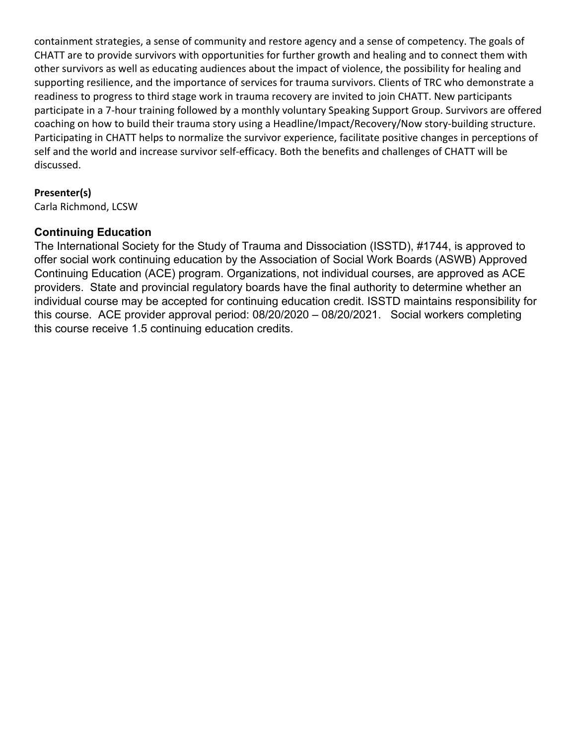containment strategies, a sense of community and restore agency and a sense of competency. The goals of CHATT are to provide survivors with opportunities for further growth and healing and to connect them with other survivors as well as educating audiences about the impact of violence, the possibility for healing and supporting resilience, and the importance of services for trauma survivors. Clients of TRC who demonstrate a readiness to progress to third stage work in trauma recovery are invited to join CHATT. New participants participate in a 7-hour training followed by a monthly voluntary Speaking Support Group. Survivors are offered coaching on how to build their trauma story using a Headline/Impact/Recovery/Now story-building structure. Participating in CHATT helps to normalize the survivor experience, facilitate positive changes in perceptions of self and the world and increase survivor self-efficacy. Both the benefits and challenges of CHATT will be discussed.

**Presenter(s)**

Carla Richmond, LCSW

### Continuing Education

The International Society for the Study of Trauma and Dissociation (ISSTD), #1744, is approved to offer social work continuing education by the Association of Social Work Boards (ASWB) Approved Continuing Education (ACE) program. Organizations, not individual courses, are approved as ACE providers. State and provincial regulatory boards have the final authority to determine whether an individual course may be accepted for continuing education credit. ISSTD maintains responsibility for this course. ACE provider approval period: 08/20/2020 – 08/20/2021. Social workers completing this course receive 1.5 continuing education credits.